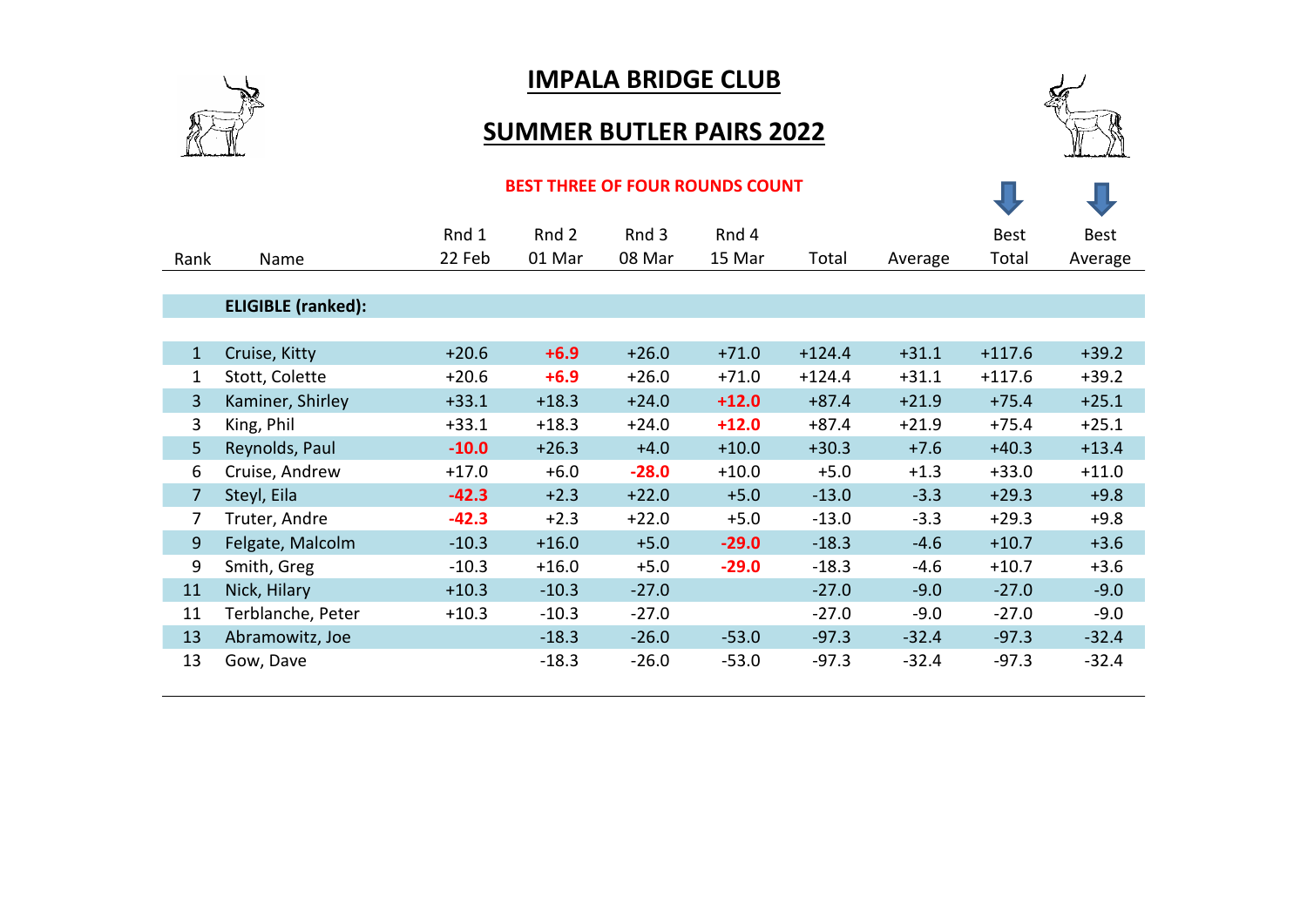# IMPALA BRIDGE CLUB

## SUMMER BUTLER PAIRS 2022

**BEST THREE OF FOUR ROUNDS COUNT**

| Rank | Name | Rnd 1 22 Feb | Rnd 2 01 Mar | Rnd 3 08 Mar | Rnd 4 15 Mar | Total | Average | Best Total | Best Average |
|---|---|---|---|---|---|---|---|---|---|
| | **ELIGIBLE (ranked):** | | | | | | | | |
| 1 | Cruise, Kitty | +20.6 | **+6.9** | +26.0 | +71.0 | +124.4 | +31.1 | +117.6 | +39.2 |
| 1 | Stott, Colette | +20.6 | **+6.9** | +26.0 | +71.0 | +124.4 | +31.1 | +117.6 | +39.2 |
| 3 | Kaminer, Shirley | +33.1 | +18.3 | +24.0 | **+12.0** | +87.4 | +21.9 | +75.4 | +25.1 |
| 3 | King, Phil | +33.1 | +18.3 | +24.0 | **+12.0** | +87.4 | +21.9 | +75.4 | +25.1 |
| 5 | Reynolds, Paul | **-10.0** | +26.3 | +4.0 | +10.0 | +30.3 | +7.6 | +40.3 | +13.4 |
| 6 | Cruise, Andrew | +17.0 | +6.0 | **-28.0** | +10.0 | +5.0 | +1.3 | +33.0 | +11.0 |
| 7 | Steyl, Eila | **-42.3** | +2.3 | +22.0 | +5.0 | -13.0 | -3.3 | +29.3 | +9.8 |
| 7 | Truter, Andre | **-42.3** | +2.3 | +22.0 | +5.0 | -13.0 | -3.3 | +29.3 | +9.8 |
| 9 | Felgate, Malcolm | -10.3 | +16.0 | +5.0 | **-29.0** | -18.3 | -4.6 | +10.7 | +3.6 |
| 9 | Smith, Greg | -10.3 | +16.0 | +5.0 | **-29.0** | -18.3 | -4.6 | +10.7 | +3.6 |
| 11 | Nick, Hilary | +10.3 | -10.3 | -27.0 | | -27.0 | -9.0 | -27.0 | -9.0 |
| 11 | Terblanche, Peter | +10.3 | -10.3 | -27.0 | | -27.0 | -9.0 | -27.0 | -9.0 |
| 13 | Abramowitz, Joe | | -18.3 | -26.0 | -53.0 | -97.3 | -32.4 | -97.3 | -32.4 |
| 13 | Gow, Dave | | -18.3 | -26.0 | -53.0 | -97.3 | -32.4 | -97.3 | -32.4 |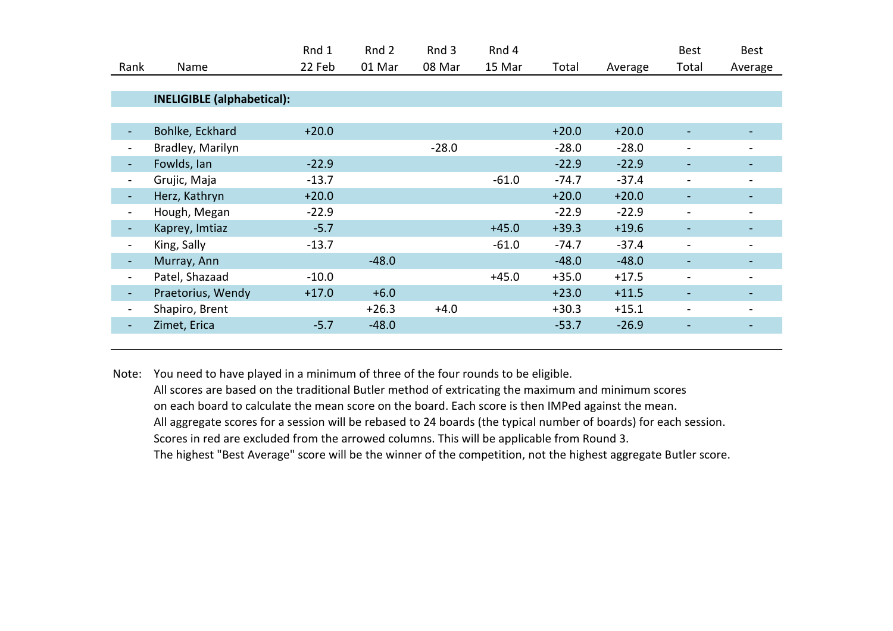| Rank | Name | Rnd 1<br>22 Feb | Rnd 2<br>01 Mar | Rnd 3<br>08 Mar | Rnd 4<br>15 Mar | Total | Average | Best<br>Total | Best<br>Average |
|---|---|---|---|---|---|---|---|---|---|
| | **INELIGIBLE (alphabetical):** | | | | | | | | |
| - | Bohlke, Eckhard | +20.0 | | | | +20.0 | +20.0 | - | - |
| - | Bradley, Marilyn | | | -28.0 | | -28.0 | -28.0 | - | - |
| - | Fowlds, Ian | -22.9 | | | | -22.9 | -22.9 | - | - |
| - | Grujic, Maja | -13.7 | | | -61.0 | -74.7 | -37.4 | - | - |
| - | Herz, Kathryn | +20.0 | | | | +20.0 | +20.0 | - | - |
| - | Hough, Megan | -22.9 | | | | -22.9 | -22.9 | - | - |
| - | Kaprey, Imtiaz | -5.7 | | | +45.0 | +39.3 | +19.6 | - | - |
| - | King, Sally | -13.7 | | | -61.0 | -74.7 | -37.4 | - | - |
| - | Murray, Ann | | -48.0 | | | -48.0 | -48.0 | - | - |
| - | Patel, Shazaad | -10.0 | | | +45.0 | +35.0 | +17.5 | - | - |
| - | Praetorius, Wendy | +17.0 | +6.0 | | | +23.0 | +11.5 | - | - |
| - | Shapiro, Brent | | +26.3 | +4.0 | | +30.3 | +15.1 | - | - |
| - | Zimet, Erica | -5.7 | -48.0 | | | -53.7 | -26.9 | - | - |

Note: You need to have played in a minimum of three of the four rounds to be eligible.
All scores are based on the traditional Butler method of extricating the maximum and minimum scores on each board to calculate the mean score on the board. Each score is then IMPed against the mean.
All aggregate scores for a session will be rebased to 24 boards (the typical number of boards) for each session.
Scores in red are excluded from the arrowed columns. This will be applicable from Round 3.
The highest "Best Average" score will be the winner of the competition, not the highest aggregate Butler score.